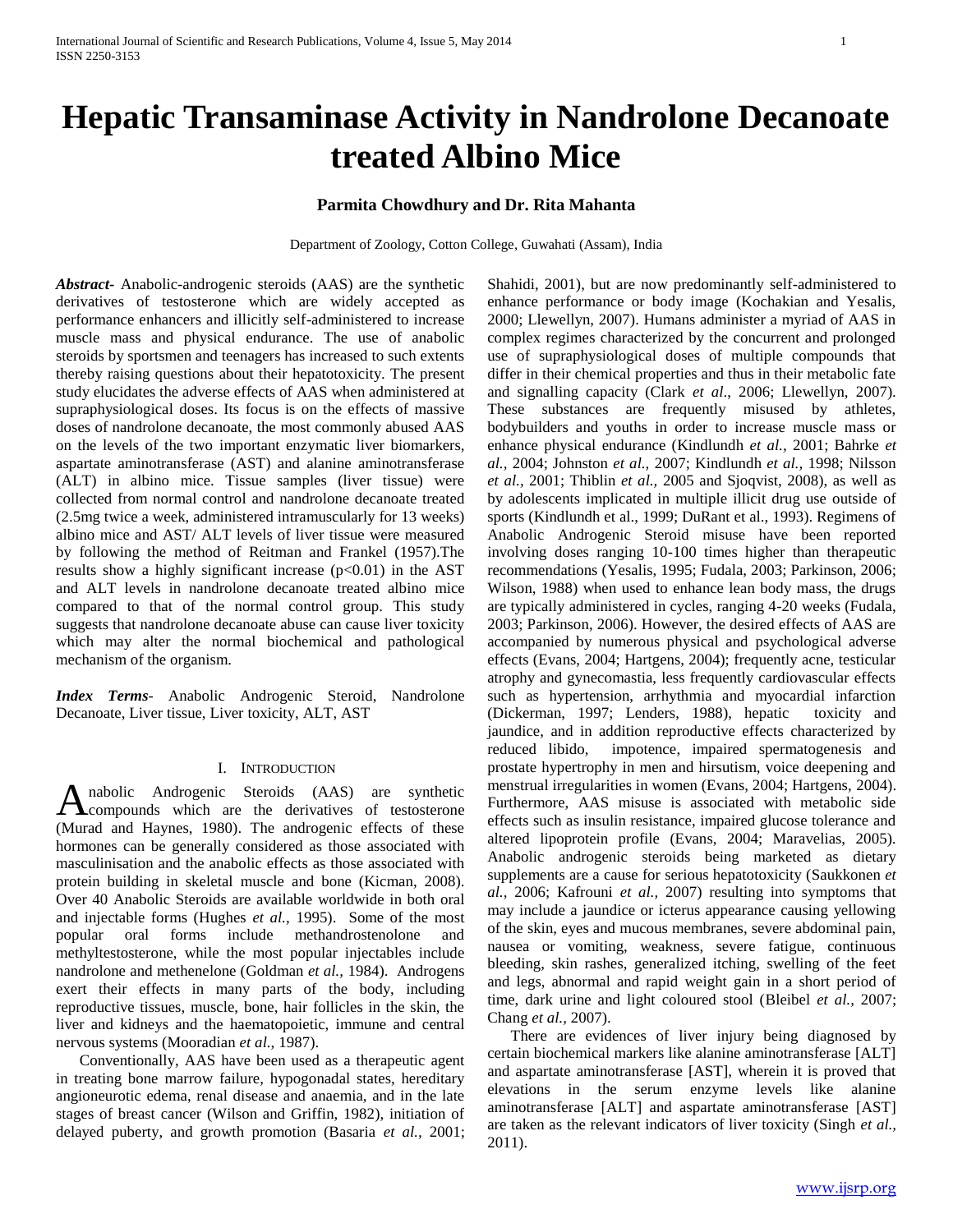# Hepatic Transaminase Activity in Nandrolone Decanoate treated Albino Mice

**Parmita Chowdhury and Dr. Rita Mahanta**

Department of Zoology, Cotton College, Guwahati (Assam), India

***Abstract-*** Anabolic-androgenic steroids (AAS) are the synthetic derivatives of testosterone which are widely accepted as performance enhancers and illicitly self-administered to increase muscle mass and physical endurance. The use of anabolic steroids by sportsmen and teenagers has increased to such extents thereby raising questions about their hepatotoxicity. The present study elucidates the adverse effects of AAS when administered at supraphysiological doses. Its focus is on the effects of massive doses of nandrolone decanoate, the most commonly abused AAS on the levels of the two important enzymatic liver biomarkers, aspartate aminotransferase (AST) and alanine aminotransferase (ALT) in albino mice. Tissue samples (liver tissue) were collected from normal control and nandrolone decanoate treated (2.5mg twice a week, administered intramuscularly for 13 weeks) albino mice and AST/ ALT levels of liver tissue were measured by following the method of Reitman and Frankel (1957).The results show a highly significant increase ($p<0.01$) in the AST and ALT levels in nandrolone decanoate treated albino mice compared to that of the normal control group. This study suggests that nandrolone decanoate abuse can cause liver toxicity which may alter the normal biochemical and pathological mechanism of the organism.

***Index Terms***- Anabolic Androgenic Steroid, Nandrolone Decanoate, Liver tissue, Liver toxicity, ALT, AST

## I. Introduction

Anabolic Androgenic Steroids (AAS) are synthetic compounds which are the derivatives of testosterone (Murad and Haynes, 1980). The androgenic effects of these hormones can be generally considered as those associated with masculinisation and the anabolic effects as those associated with protein building in skeletal muscle and bone (Kicman, 2008). Over 40 Anabolic Steroids are available worldwide in both oral and injectable forms (Hughes *et al.,* 1995). Some of the most popular oral forms include methandrostenolone and methyltestosterone, while the most popular injectables include nandrolone and methenelone (Goldman *et al.,* 1984). Androgens exert their effects in many parts of the body, including reproductive tissues, muscle, bone, hair follicles in the skin, the liver and kidneys and the haematopoietic, immune and central nervous systems (Mooradian *et al.,* 1987).

Conventionally, AAS have been used as a therapeutic agent in treating bone marrow failure, hypogonadal states, hereditary angioneurotic edema, renal disease and anaemia, and in the late stages of breast cancer (Wilson and Griffin, 1982), initiation of delayed puberty, and growth promotion (Basaria *et al.,* 2001; Shahidi, 2001), but are now predominantly self-administered to enhance performance or body image (Kochakian and Yesalis, 2000; Llewellyn, 2007). Humans administer a myriad of AAS in complex regimes characterized by the concurrent and prolonged use of supraphysiological doses of multiple compounds that differ in their chemical properties and thus in their metabolic fate and signalling capacity (Clark *et al*., 2006; Llewellyn, 2007). These substances are frequently misused by athletes, bodybuilders and youths in order to increase muscle mass or enhance physical endurance (Kindlundh *et al.,* 2001; Bahrke *et al.,* 2004; Johnston *et al.,* 2007; Kindlundh *et al.,* 1998; Nilsson *et al.,* 2001; Thiblin *et al.,* 2005 and Sjoqvist, 2008), as well as by adolescents implicated in multiple illicit drug use outside of sports (Kindlundh et al., 1999; DuRant et al., 1993). Regimens of Anabolic Androgenic Steroid misuse have been reported involving doses ranging 10-100 times higher than therapeutic recommendations (Yesalis, 1995; Fudala, 2003; Parkinson, 2006; Wilson, 1988) when used to enhance lean body mass, the drugs are typically administered in cycles, ranging 4-20 weeks (Fudala, 2003; Parkinson, 2006). However, the desired effects of AAS are accompanied by numerous physical and psychological adverse effects (Evans, 2004; Hartgens, 2004); frequently acne, testicular atrophy and gynecomastia, less frequently cardiovascular effects such as hypertension, arrhythmia and myocardial infarction (Dickerman, 1997; Lenders, 1988), hepatic toxicity and jaundice, and in addition reproductive effects characterized by reduced libido, impotence, impaired spermatogenesis and prostate hypertrophy in men and hirsutism, voice deepening and menstrual irregularities in women (Evans, 2004; Hartgens, 2004). Furthermore, AAS misuse is associated with metabolic side effects such as insulin resistance, impaired glucose tolerance and altered lipoprotein profile (Evans, 2004; Maravelias, 2005). Anabolic androgenic steroids being marketed as dietary supplements are a cause for serious hepatotoxicity (Saukkonen *et al.,* 2006; Kafrouni *et al.,* 2007) resulting into symptoms that may include a jaundice or icterus appearance causing yellowing of the skin, eyes and mucous membranes, severe abdominal pain, nausea or vomiting, weakness, severe fatigue, continuous bleeding, skin rashes, generalized itching, swelling of the feet and legs, abnormal and rapid weight gain in a short period of time, dark urine and light coloured stool (Bleibel *et al.,* 2007; Chang *et al.,* 2007).

There are evidences of liver injury being diagnosed by certain biochemical markers like alanine aminotransferase [ALT] and aspartate aminotransferase [AST], wherein it is proved that elevations in the serum enzyme levels like alanine aminotransferase [ALT] and aspartate aminotransferase [AST] are taken as the relevant indicators of liver toxicity (Singh *et al.,* 2011).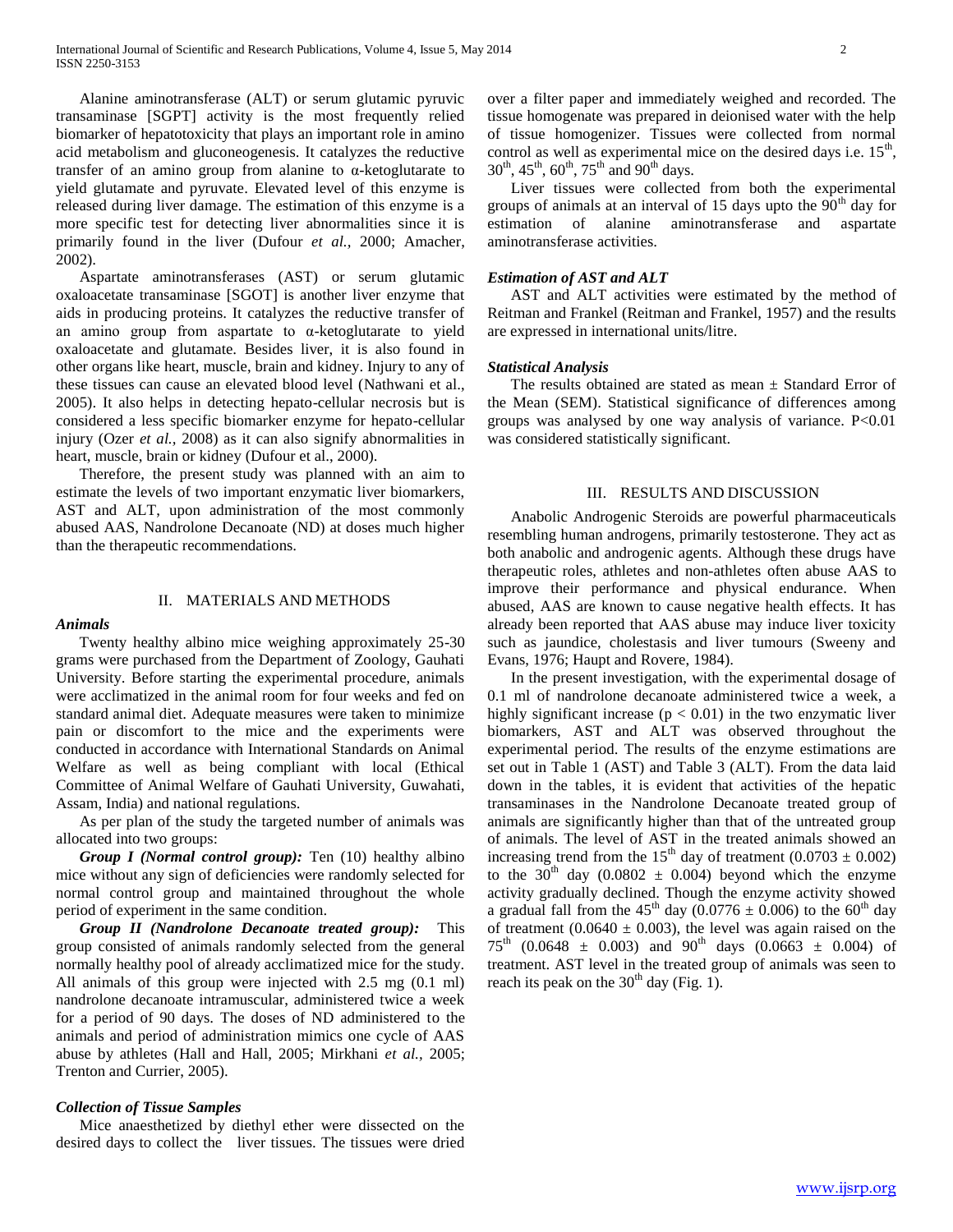Alanine aminotransferase (ALT) or serum glutamic pyruvic transaminase [SGPT] activity is the most frequently relied biomarker of hepatotoxicity that plays an important role in amino acid metabolism and gluconeogenesis. It catalyzes the reductive transfer of an amino group from alanine to α-ketoglutarate to yield glutamate and pyruvate. Elevated level of this enzyme is released during liver damage. The estimation of this enzyme is a more specific test for detecting liver abnormalities since it is primarily found in the liver (Dufour *et al.,* 2000; Amacher, 2002).

Aspartate aminotransferases (AST) or serum glutamic oxaloacetate transaminase [SGOT] is another liver enzyme that aids in producing proteins. It catalyzes the reductive transfer of an amino group from aspartate to α-ketoglutarate to yield oxaloacetate and glutamate. Besides liver, it is also found in other organs like heart, muscle, brain and kidney. Injury to any of these tissues can cause an elevated blood level (Nathwani et al., 2005). It also helps in detecting hepato-cellular necrosis but is considered a less specific biomarker enzyme for hepato-cellular injury (Ozer *et al.,* 2008) as it can also signify abnormalities in heart, muscle, brain or kidney (Dufour et al., 2000).

Therefore, the present study was planned with an aim to estimate the levels of two important enzymatic liver biomarkers, AST and ALT, upon administration of the most commonly abused AAS, Nandrolone Decanoate (ND) at doses much higher than the therapeutic recommendations.

## II. MATERIALS AND METHODS

### *Animals*

Twenty healthy albino mice weighing approximately 25-30 grams were purchased from the Department of Zoology, Gauhati University. Before starting the experimental procedure, animals were acclimatized in the animal room for four weeks and fed on standard animal diet. Adequate measures were taken to minimize pain or discomfort to the mice and the experiments were conducted in accordance with International Standards on Animal Welfare as well as being compliant with local (Ethical Committee of Animal Welfare of Gauhati University, Guwahati, Assam, India) and national regulations.

As per plan of the study the targeted number of animals was allocated into two groups:

***Group I (Normal control group):*** Ten (10) healthy albino mice without any sign of deficiencies were randomly selected for normal control group and maintained throughout the whole period of experiment in the same condition.

***Group II (Nandrolone Decanoate treated group):*** This group consisted of animals randomly selected from the general normally healthy pool of already acclimatized mice for the study. All animals of this group were injected with 2.5 mg (0.1 ml) nandrolone decanoate intramuscular, administered twice a week for a period of 90 days. The doses of ND administered to the animals and period of administration mimics one cycle of AAS abuse by athletes (Hall and Hall, 2005; Mirkhani *et al.,* 2005; Trenton and Currier, 2005).

### *Collection of Tissue Samples*

Mice anaesthetized by diethyl ether were dissected on the desired days to collect the liver tissues. The tissues were dried over a filter paper and immediately weighed and recorded. The tissue homogenate was prepared in deionised water with the help of tissue homogenizer. Tissues were collected from normal control as well as experimental mice on the desired days i.e. 15<sup>th</sup>, 30<sup>th</sup>, 45<sup>th</sup>, 60<sup>th</sup>, 75<sup>th</sup> and 90<sup>th</sup> days.

Liver tissues were collected from both the experimental groups of animals at an interval of 15 days upto the 90<sup>th</sup> day for estimation of alanine aminotransferase and aspartate aminotransferase activities.

### *Estimation of AST and ALT*

AST and ALT activities were estimated by the method of Reitman and Frankel (Reitman and Frankel, 1957) and the results are expressed in international units/litre.

### *Statistical Analysis*

The results obtained are stated as mean ± Standard Error of the Mean (SEM). Statistical significance of differences among groups was analysed by one way analysis of variance. P<0.01 was considered statistically significant.

## III. RESULTS AND DISCUSSION

Anabolic Androgenic Steroids are powerful pharmaceuticals resembling human androgens, primarily testosterone. They act as both anabolic and androgenic agents. Although these drugs have therapeutic roles, athletes and non-athletes often abuse AAS to improve their performance and physical endurance. When abused, AAS are known to cause negative health effects. It has already been reported that AAS abuse may induce liver toxicity such as jaundice, cholestasis and liver tumours (Sweeny and Evans, 1976; Haupt and Rovere, 1984).

In the present investigation, with the experimental dosage of 0.1 ml of nandrolone decanoate administered twice a week, a highly significant increase ($p < 0.01$) in the two enzymatic liver biomarkers, AST and ALT was observed throughout the experimental period. The results of the enzyme estimations are set out in Table 1 (AST) and Table 3 (ALT). From the data laid down in the tables, it is evident that activities of the hepatic transaminases in the Nandrolone Decanoate treated group of animals are significantly higher than that of the untreated group of animals. The level of AST in the treated animals showed an increasing trend from the 15<sup>th</sup> day of treatment (0.0703 ± 0.002) to the 30<sup>th</sup> day (0.0802 ± 0.004) beyond which the enzyme activity gradually declined. Though the enzyme activity showed a gradual fall from the 45<sup>th</sup> day (0.0776 ± 0.006) to the 60<sup>th</sup> day of treatment (0.0640 ± 0.003), the level was again raised on the 75<sup>th</sup> (0.0648 ± 0.003) and 90<sup>th</sup> days (0.0663 ± 0.004) of treatment. AST level in the treated group of animals was seen to reach its peak on the 30<sup>th</sup> day (Fig. 1).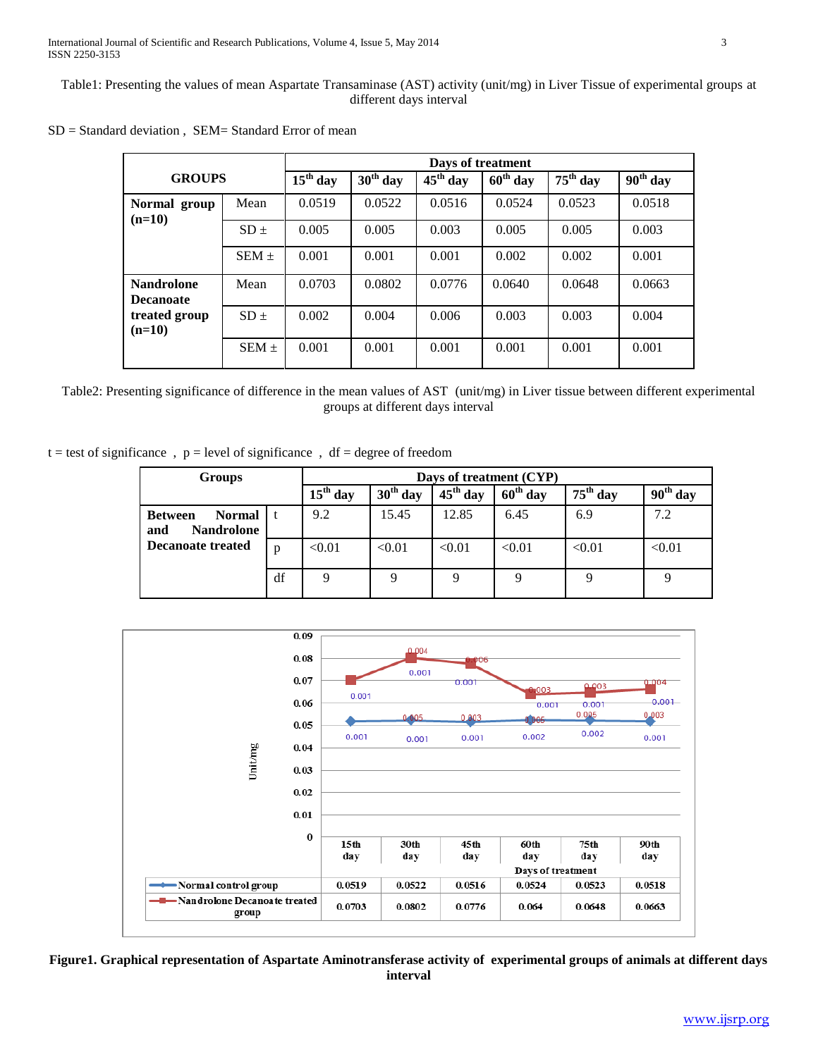Table1: Presenting the values of mean Aspartate Transaminase (AST) activity (unit/mg) in Liver Tissue of experimental groups at different days interval

SD = Standard deviation , SEM= Standard Error of mean

| GROUPS | | Days of treatment | | | | | |
|---|---|---|---|---|---|---|---|
| | | 15th day | 30th day | 45th day | 60th day | 75th day | 90th day |
| **Normal group (n=10)** | Mean | 0.0519 | 0.0522 | 0.0516 | 0.0524 | 0.0523 | 0.0518 |
| | SD ± | 0.005 | 0.005 | 0.003 | 0.005 | 0.005 | 0.003 |
| | SEM ± | 0.001 | 0.001 | 0.001 | 0.002 | 0.002 | 0.001 |
| **Nandrolone Decanoate treated group (n=10)** | Mean | 0.0703 | 0.0802 | 0.0776 | 0.0640 | 0.0648 | 0.0663 |
| | SD ± | 0.002 | 0.004 | 0.006 | 0.003 | 0.003 | 0.004 |
| | SEM ± | 0.001 | 0.001 | 0.001 | 0.001 | 0.001 | 0.001 |

Table2: Presenting significance of difference in the mean values of AST (unit/mg) in Liver tissue between different experimental groups at different days interval

t = test of significance , p = level of significance , df = degree of freedom

| Groups | | Days of treatment (CYP) | | | | | |
|---|---|---|---|---|---|---|---|
| | | 15th day | 30th day | 45th day | 60th day | 75th day | 90th day |
| **Between Normal and Nandrolone Decanoate treated** | t | 9.2 | 15.45 | 12.85 | 6.45 | 6.9 | 7.2 |
| | p | <0.01 | <0.01 | <0.01 | <0.01 | <0.01 | <0.01 |
| | df | 9 | 9 | 9 | 9 | 9 | 9 |

| | 15th day | 30th day | 45th day | 60th day | 75th day | 90th day |
|---|---|---|---|---|---|---|
| Normal control group | 0.0519 | 0.0522 | 0.0516 | 0.0524 | 0.0523 | 0.0518 |
| Nandrolone Decanoate treated group | 0.0703 | 0.0802 | 0.0776 | 0.064 | 0.0648 | 0.0663 |

**Figure1. Graphical representation of Aspartate Aminotransferase activity of experimental groups of animals at different days interval**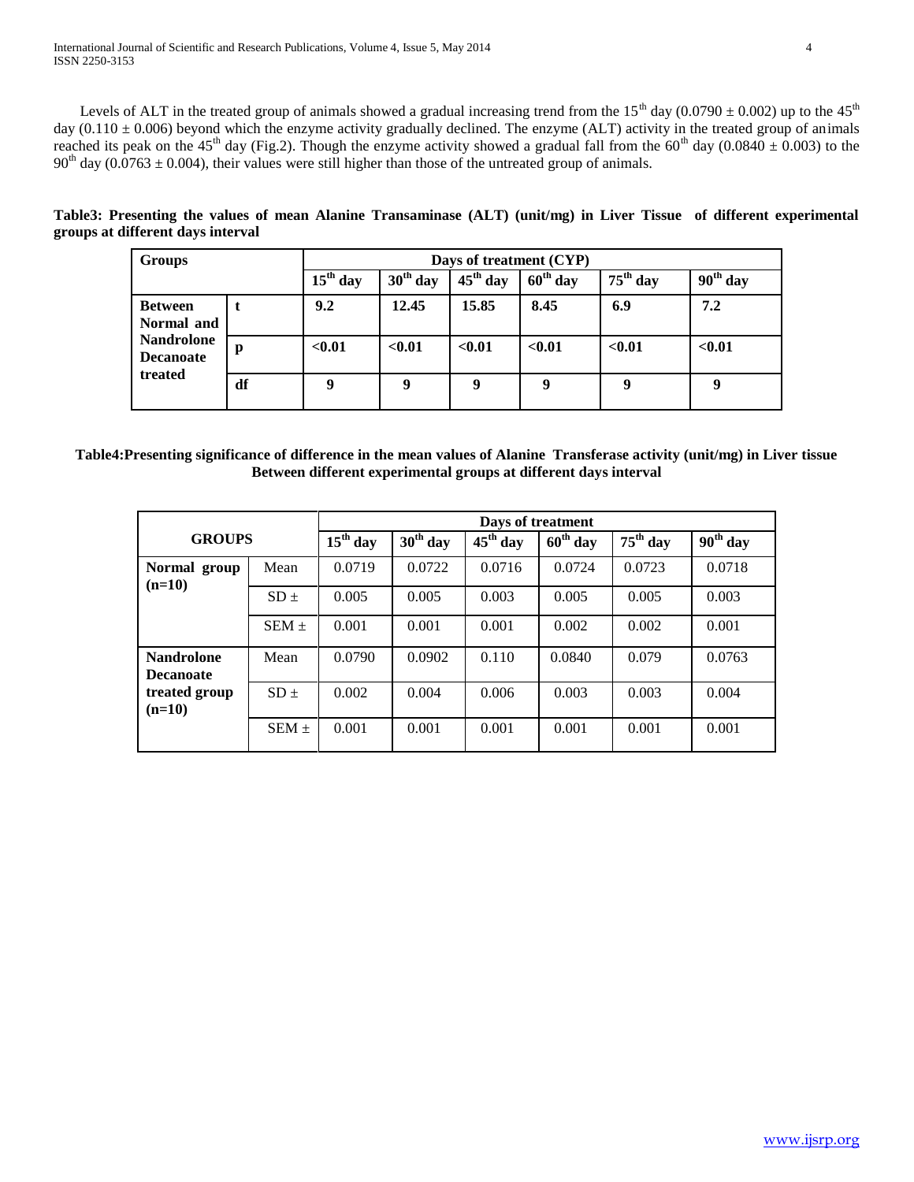Levels of ALT in the treated group of animals showed a gradual increasing trend from the 15th day (0.0790 ± 0.002) up to the 45th day (0.110 ± 0.006) beyond which the enzyme activity gradually declined. The enzyme (ALT) activity in the treated group of animals reached its peak on the 45th day (Fig.2). Though the enzyme activity showed a gradual fall from the 60th day (0.0840 ± 0.003) to the 90th day (0.0763 ± 0.004), their values were still higher than those of the untreated group of animals.

**Table3: Presenting the values of mean Alanine Transaminase (ALT) (unit/mg) in Liver Tissue of different experimental groups at different days interval**

| Groups | | Days of treatment (CYP) | | | | | |
|---|---|---|---|---|---|---|---|
| | | 15th day | 30th day | 45th day | 60th day | 75th day | 90th day |
| **Between Normal and Nandrolone Decanoate treated** | **t** | **9.2** | **12.45** | **15.85** | **8.45** | **6.9** | **7.2** |
| | **p** | **<0.01** | **<0.01** | **<0.01** | **<0.01** | **<0.01** | **<0.01** |
| | **df** | **9** | **9** | **9** | **9** | **9** | **9** |

**Table4:Presenting significance of difference in the mean values of Alanine Transferase activity (unit/mg) in Liver tissue Between different experimental groups at different days interval**

| GROUPS | | Days of treatment | | | | | |
|---|---|---|---|---|---|---|---|
| | | 15th day | 30th day | 45th day | 60th day | 75th day | 90th day |
| **Normal group (n=10)** | Mean | 0.0719 | 0.0722 | 0.0716 | 0.0724 | 0.0723 | 0.0718 |
| | SD ± | 0.005 | 0.005 | 0.003 | 0.005 | 0.005 | 0.003 |
| | SEM ± | 0.001 | 0.001 | 0.001 | 0.002 | 0.002 | 0.001 |
| **Nandrolone Decanoate treated group (n=10)** | Mean | 0.0790 | 0.0902 | 0.110 | 0.0840 | 0.079 | 0.0763 |
| | SD ± | 0.002 | 0.004 | 0.006 | 0.003 | 0.003 | 0.004 |
| | SEM ± | 0.001 | 0.001 | 0.001 | 0.001 | 0.001 | 0.001 |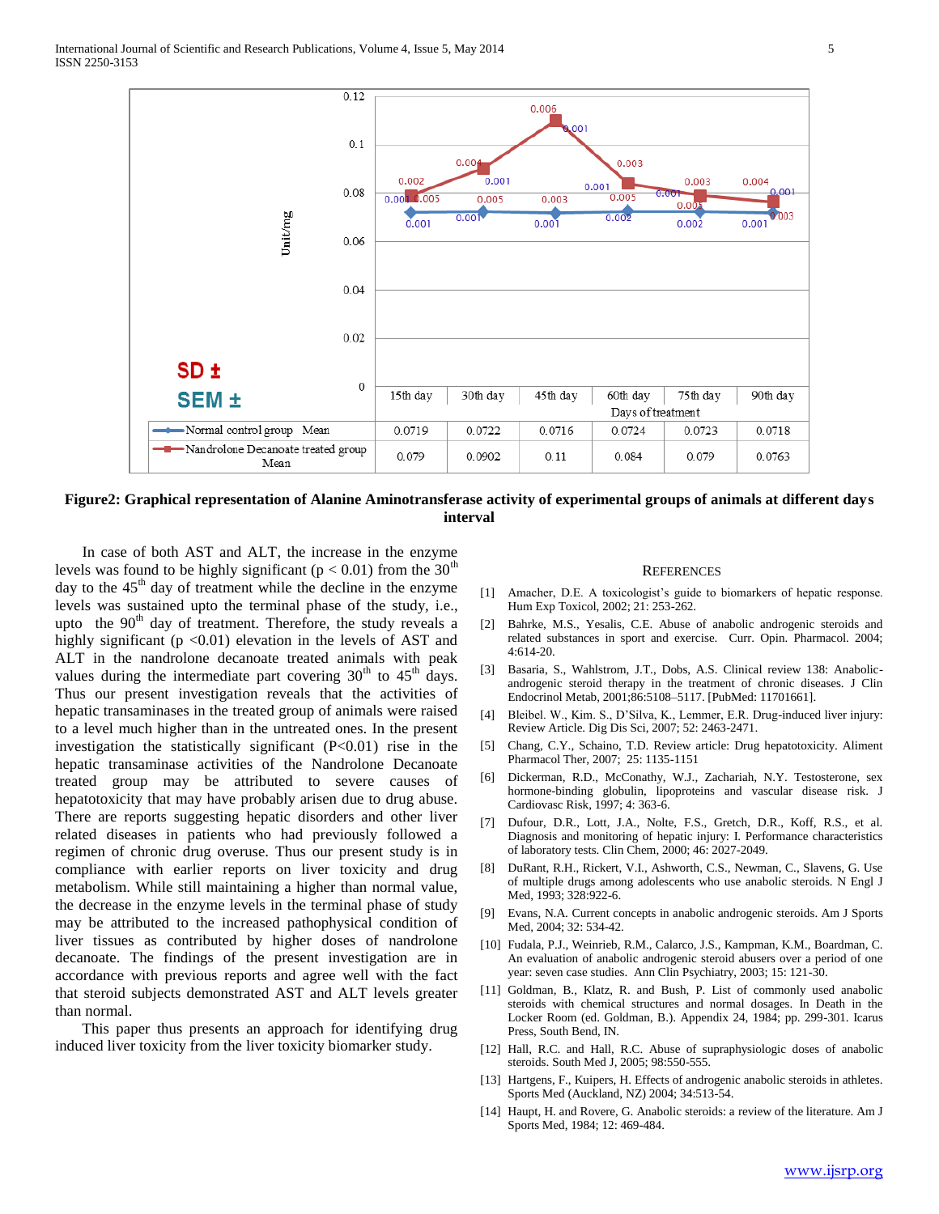| | 15th day | 30th day | 45th day | 60th day | 75th day | 90th day |
|---|---|---|---|---|---|---|
| Normal control group Mean | 0.0719 | 0.0722 | 0.0716 | 0.0724 | 0.0723 | 0.0718 |
| Nandrolone Decanoate treated group Mean | 0.079 | 0.0902 | 0.11 | 0.084 | 0.079 | 0.0763 |

**Figure2: Graphical representation of Alanine Aminotransferase activity of experimental groups of animals at different days interval**

In case of both AST and ALT, the increase in the enzyme levels was found to be highly significant ($p < 0.01$) from the 30th day to the 45th day of treatment while the decline in the enzyme levels was sustained upto the terminal phase of the study, i.e., upto the 90th day of treatment. Therefore, the study reveals a highly significant ($p < 0.01$) elevation in the levels of AST and ALT in the nandrolone decanoate treated animals with peak values during the intermediate part covering 30th to 45th days. Thus our present investigation reveals that the activities of hepatic transaminases in the treated group of animals were raised to a level much higher than in the untreated ones. In the present investigation the statistically significant ($P<0.01$) rise in the hepatic transaminase activities of the Nandrolone Decanoate treated group may be attributed to severe causes of hepatotoxicity that may have probably arisen due to drug abuse. There are reports suggesting hepatic disorders and other liver related diseases in patients who had previously followed a regimen of chronic drug overuse. Thus our present study is in compliance with earlier reports on liver toxicity and drug metabolism. While still maintaining a higher than normal value, the decrease in the enzyme levels in the terminal phase of study may be attributed to the increased pathophysical condition of liver tissues as contributed by higher doses of nandrolone decanoate. The findings of the present investigation are in accordance with previous reports and agree well with the fact that steroid subjects demonstrated AST and ALT levels greater than normal.

This paper thus presents an approach for identifying drug induced liver toxicity from the liver toxicity biomarker study.

## References

[1] Amacher, D.E. A toxicologist's guide to biomarkers of hepatic response. Hum Exp Toxicol, 2002; 21: 253-262.

[2] Bahrke, M.S., Yesalis, C.E. Abuse of anabolic androgenic steroids and related substances in sport and exercise. Curr. Opin. Pharmacol. 2004; 4:614-20.

[3] Basaria, S., Wahlstrom, J.T., Dobs, A.S. Clinical review 138: Anabolic-androgenic steroid therapy in the treatment of chronic diseases. J Clin Endocrinol Metab, 2001;86:5108–5117. [PubMed: 11701661].

[4] Bleibel. W., Kim. S., D'Silva, K., Lemmer, E.R. Drug-induced liver injury: Review Article. Dig Dis Sci, 2007; 52: 2463-2471.

[5] Chang, C.Y., Schaino, T.D. Review article: Drug hepatotoxicity. Aliment Pharmacol Ther, 2007; 25: 1135-1151

[6] Dickerman, R.D., McConathy, W.J., Zachariah, N.Y. Testosterone, sex hormone-binding globulin, lipoproteins and vascular disease risk. J Cardiovasc Risk, 1997; 4: 363-6.

[7] Dufour, D.R., Lott, J.A., Nolte, F.S., Gretch, D.R., Koff, R.S., et al. Diagnosis and monitoring of hepatic injury: I. Performance characteristics of laboratory tests. Clin Chem, 2000; 46: 2027-2049.

[8] DuRant, R.H., Rickert, V.I., Ashworth, C.S., Newman, C., Slavens, G. Use of multiple drugs among adolescents who use anabolic steroids. N Engl J Med, 1993; 328:922-6.

[9] Evans, N.A. Current concepts in anabolic androgenic steroids. Am J Sports Med, 2004; 32: 534-42.

[10] Fudala, P.J., Weinrieb, R.M., Calarco, J.S., Kampman, K.M., Boardman, C. An evaluation of anabolic androgenic steroid abusers over a period of one year: seven case studies. Ann Clin Psychiatry, 2003; 15: 121-30.

[11] Goldman, B., Klatz, R. and Bush, P. List of commonly used anabolic steroids with chemical structures and normal dosages. In Death in the Locker Room (ed. Goldman, B.). Appendix 24, 1984; pp. 299-301. Icarus Press, South Bend, IN.

[12] Hall, R.C. and Hall, R.C. Abuse of supraphysiologic doses of anabolic steroids. South Med J, 2005; 98:550-555.

[13] Hartgens, F., Kuipers, H. Effects of androgenic anabolic steroids in athletes. Sports Med (Auckland, NZ) 2004; 34:513-54.

[14] Haupt, H. and Rovere, G. Anabolic steroids: a review of the literature. Am J Sports Med, 1984; 12: 469-484.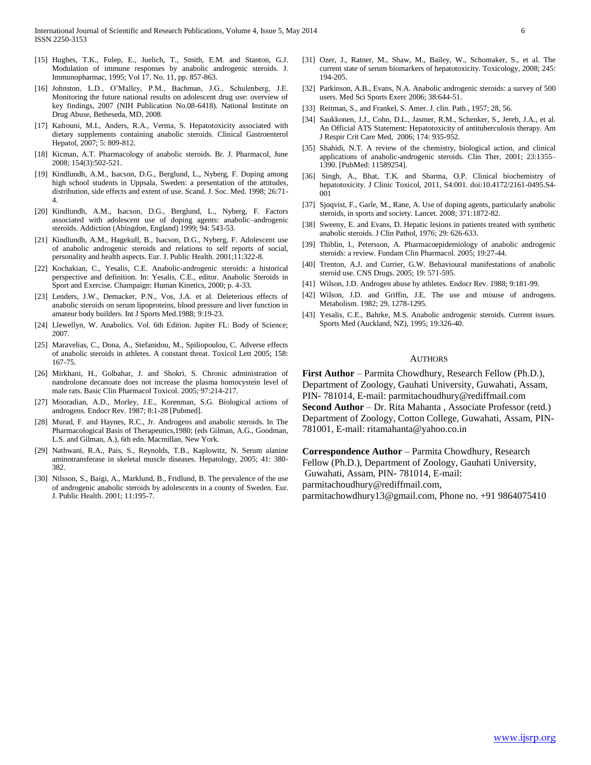[15] Hughes, T.K., Fulep, E., Juelich, T., Smith, E.M. and Stanton, G.J. Modulation of immune responses by anabolic androgenic steroids. J. Immunopharmac, 1995; Vol 17. No. 11, pp. 857-863.

[16] Johnston, L.D., O'Malley, P.M., Bachman, J.G., Schulenberg, J.E. Monitoring the future national results on adolescent drug use: overview of key findings, 2007 (NIH Publication No.08-6418). National Institute on Drug Abuse, Betheseda, MD, 2008.

[17] Kafrouni, M.I., Anders, R.A., Verma, S. Hepatotoxicity associated with dietary supplements containing anabolic steroids. Clinical Gastroenterol Hepatol, 2007; 5: 809-812.

[18] Kicman, A.T. Pharmacology of anabolic steroids. Br. J. Pharmacol, June 2008; 154(3):502-521.

[19] Kindlundh, A.M., Isacson, D.G., Berglund, L., Nyberg, F. Doping among high school students in Uppsala, Sweden: a presentation of the attitudes, distribution, side effects and extent of use. Scand. J. Soc. Med. 1998; 26:71-4.

[20] Kindlundh, A.M., Isacson, D.G., Berglund, L., Nyberg, F. Factors associated with adolescent use of doping agents: anabolic–androgenic steroids. Addiction (Abingdon, England) 1999; 94: 543-53.

[21] Kindlundh, A.M., Hagekull, B., Isacson, D.G., Nyberg, F. Adolescent use of anabolic androgenic steroids and relations to self reports of social, personality and health aspects. Eur. J. Public Health. 2001;11:322-8.

[22] Kochakian, C., Yesalis, C.E. Anabolic-androgenic steroids: a historical perspective and definition. In: Yesalis, C.E., editor. Anabolic Steroids in Sport and Exercise. Champaign: Human Kinetics, 2000; p. 4-33.

[23] Lenders, J.W., Demacker, P.N., Vos, J.A. et al. Deleterious effects of anabolic steroids on serum lipoproteins, blood pressure and liver function in amateur body builders. Int J Sports Med.1988; 9:19-23.

[24] Llewellyn, W. Anabolics. Vol. 6th Edition. Jupiter FL: Body of Science; 2007.

[25] Maravelias, C., Dona, A., Stefanidou, M., Spiliopoulou, C. Adverse effects of anabolic steroids in athletes. A constant threat. Toxicol Lett 2005; 158: 167-75.

[26] Mirkhani, H., Golbahar, J. and Shokri, S. Chronic administration of nandrolone decanoate does not increase the plasma homocystein level of male rats. Basic Clin Pharmacol Toxicol. 2005; 97:214-217.

[27] Mooradian, A.D., Morley, J.E., Korenman, S.G. Biological actions of androgens. Endocr Rev. 1987; 8:1-28 [Pubmed].

[28] Murad, F. and Haynes, R.C., Jr. Androgens and anabolic steroids. In The Pharmacological Basis of Therapeutics,1980; (eds Gilman, A.G., Goodman, L.S. and Gilman, A.), 6th edn. Macmillan, New York.

[29] Nathwani, R.A., Pais, S., Reynolds, T.B., Kaplowitz, N. Serum alanine aminotransferase in skeletal muscle diseases. Hepatology, 2005; 41: 380-382.

[30] Nilsson, S., Baigi, A., Marklund, B., Fridlund, B. The prevalence of the use of androgenic anabolic steroids by adolescents in a county of Sweden. Eur. J. Public Health. 2001; 11:195-7.

[31] Ozer, J., Ratner, M., Shaw, M., Bailey, W., Schomaker, S., et al. The current state of serum biomarkers of hepatotoxicity. Toxicology, 2008; 245: 194-205.

[32] Parkinson, A.B., Evans, N.A. Anabolic androgenic steroids: a survey of 500 users. Med Sci Sports Exerc 2006; 38:644-51.

[33] Reitman, S., and Frankel, S. Amer. J. clin. Path., 1957; 28, 56.

[34] Saukkonen, J.J., Cohn, D.L., Jasmer, R.M., Schenker, S., Jereb, J.A., et al. An Official ATS Statement: Hepatotoxicity of antituberculosis therapy. Am J Respir Crit Care Med, 2006; 174: 935-952.

[35] Shahidi, N.T. A review of the chemistry, biological action, and clinical applications of anabolic-androgenic steroids. Clin Ther, 2001; 23:1355–1390. [PubMed: 11589254].

[36] Singh, A., Bhat, T.K. and Sharma, O.P. Clinical biochemistry of hepatotoxicity. J Clinic Toxicol, 2011, S4:001. doi:10.4172/2161-0495.S4-001

[37] Sjoqvist, F., Garle, M., Rane, A. Use of doping agents, particularly anabolic steroids, in sports and society. Lancet. 2008; 371:1872-82.

[38] Sweeny, E. and Evans, D. Hepatic lesions in patients treated with synthetic anabolic steroids. J Clin Pathol, 1976; 29: 626-633.

[39] Thiblin, I., Petersson, A. Pharmacoepidemiology of anabolic androgenic steroids: a review. Fundam Clin Pharmacol. 2005; 19:27-44.

[40] Trenton, A.J. and Currier, G.W. Behavioural manifestations of anabolic steroid use. CNS Drugs. 2005; 19: 571-595.

[41] Wilson, J.D. Androgen abuse by athletes. Endocr Rev. 1988; 9:181-99.

[42] Wilson, J.D. and Griffin, J.E. The use and misuse of androgens. Metabolism. 1982; 29, 1278-1295.

[43] Yesalis, C.E., Bahrke, M.S. Anabolic androgenic steroids. Current issues. Sports Med (Auckland, NZ), 1995; 19:326-40.

## AUTHORS

**First Author** – Parmita Chowdhury, Research Fellow (Ph.D.), Department of Zoology, Gauhati University, Guwahati, Assam, PIN- 781014, E-mail: parmitachoudhury@rediffmail.com

**Second Author** – Dr. Rita Mahanta , Associate Professor (retd.) Department of Zoology, Cotton College, Guwahati, Assam, PIN-781001, E-mail: ritamahanta@yahoo.co.in

**Correspondence Author** – Parmita Chowdhury, Research Fellow (Ph.D.), Department of Zoology, Gauhati University, Guwahati, Assam, PIN- 781014, E-mail: parmitachoudhury@rediffmail.com, parmitachowdhury13@gmail.com, Phone no. +91 9864075410